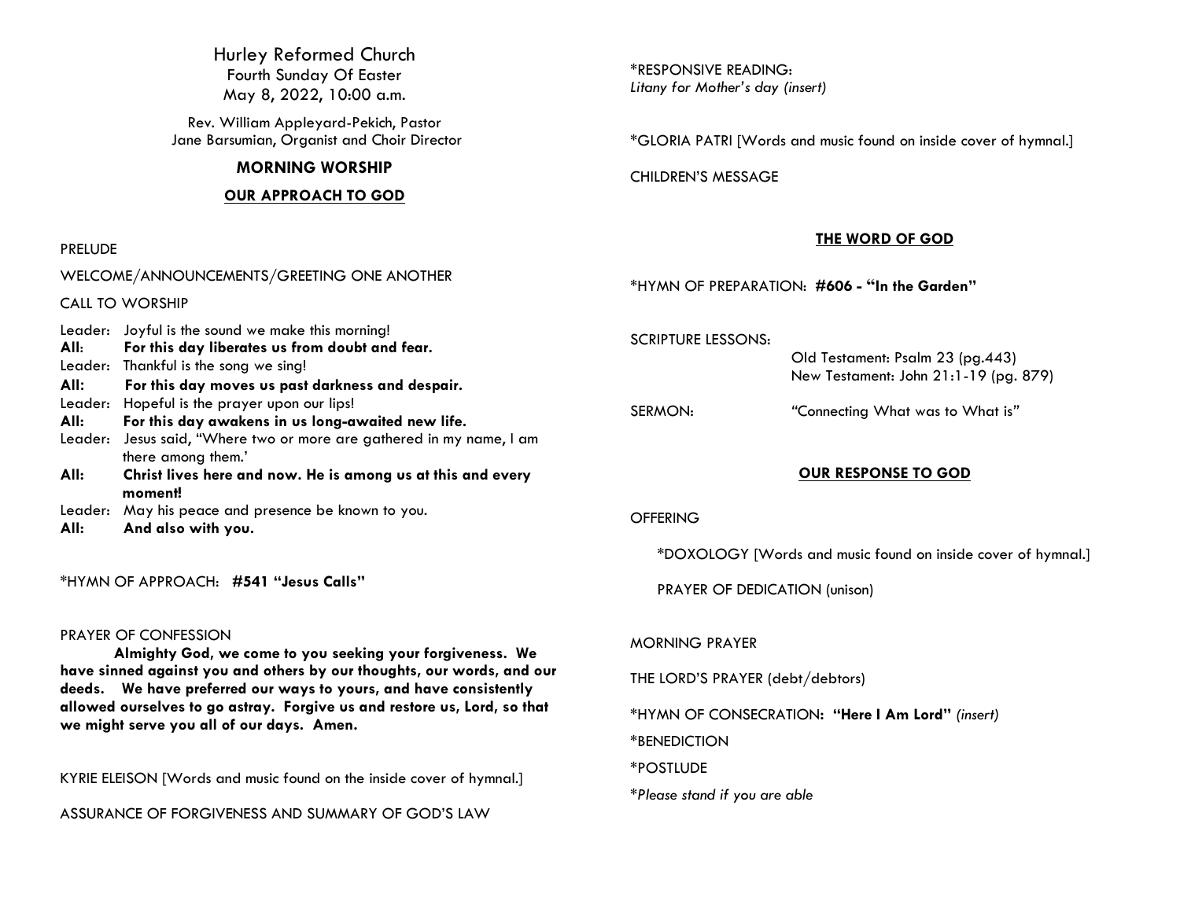# Hurley Reformed Church

Fourth Sunday Of Easter
May 8, 2022, 10:00 a.m.

Rev. William Appleyard-Pekich, Pastor
Jane Barsumian, Organist and Choir Director

## MORNING WORSHIP

### OUR APPROACH TO GOD

PRELUDE

WELCOME/ANNOUNCEMENTS/GREETING ONE ANOTHER

CALL TO WORSHIP

Leader: Joyful is the sound we make this morning!
**All: For this day liberates us from doubt and fear.**
Leader: Thankful is the song we sing!
**All: For this day moves us past darkness and despair.**
Leader: Hopeful is the prayer upon our lips!
**All: For this day awakens in us long-awaited new life.**
Leader: Jesus said, "Where two or more are gathered in my name, I am there among them.'
**All: Christ lives here and now. He is among us at this and every moment!**
Leader: May his peace and presence be known to you.
**All: And also with you.**

*HYMN OF APPROACH: **#541 "Jesus Calls"**

PRAYER OF CONFESSION

**Almighty God, we come to you seeking your forgiveness. We have sinned against you and others by our thoughts, our words, and our deeds. We have preferred our ways to yours, and have consistently allowed ourselves to go astray. Forgive us and restore us, Lord, so that we might serve you all of our days. Amen.**

KYRIE ELEISON [Words and music found on the inside cover of hymnal.]

ASSURANCE OF FORGIVENESS AND SUMMARY OF GOD'S LAW

*RESPONSIVE READING:
*Litany for Mother's day (insert)*

*GLORIA PATRI [Words and music found on inside cover of hymnal.]

CHILDREN'S MESSAGE

### THE WORD OF GOD

*HYMN OF PREPARATION: **#606 - "In the Garden"**

SCRIPTURE LESSONS:
Old Testament: Psalm 23 (pg.443)
New Testament: John 21:1-19 (pg. 879)

SERMON: "Connecting What was to What is"

### OUR RESPONSE TO GOD

OFFERING

*DOXOLOGY [Words and music found on inside cover of hymnal.]

PRAYER OF DEDICATION (unison)

MORNING PRAYER

THE LORD'S PRAYER (debt/debtors)

*HYMN OF CONSECRATION: **"Here I Am Lord"** *(insert)*

*BENEDICTION

*POSTLUDE

**Please stand if you are able*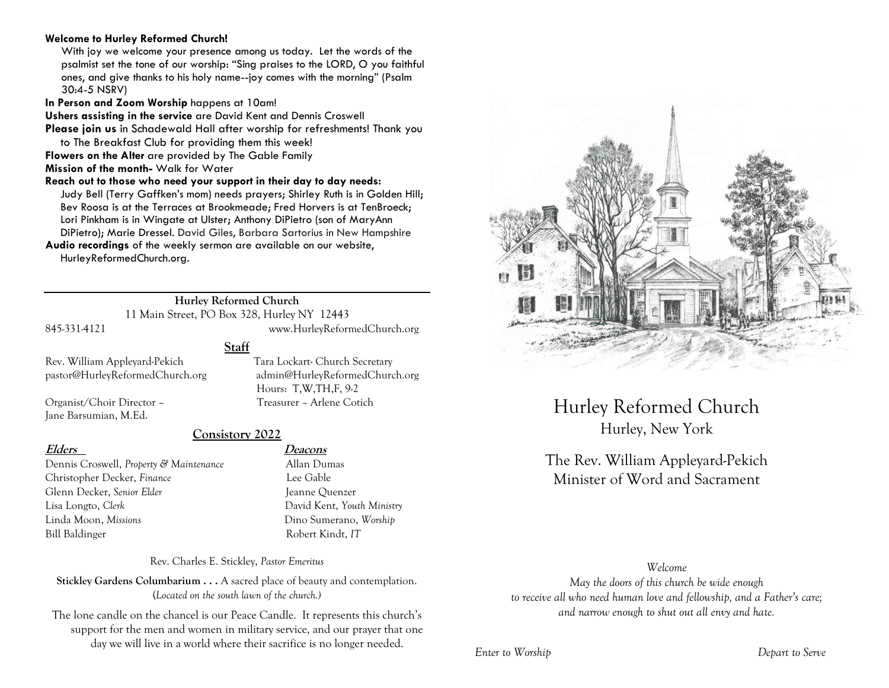**Welcome to Hurley Reformed Church!**

With joy we welcome your presence among us today. Let the words of the psalmist set the tone of our worship: "Sing praises to the LORD, O you faithful ones, and give thanks to his holy name--joy comes with the morning" (Psalm 30:4-5 NSRV)

**In Person and Zoom Worship** happens at 10am!

**Ushers assisting in the service** are David Kent and Dennis Croswell

**Please join us** in Schadewald Hall after worship for refreshments! Thank you to The Breakfast Club for providing them this week!

**Flowers on the Alter** are provided by The Gable Family

**Mission of the month-** Walk for Water

**Reach out to those who need your support in their day to day needs:**
Judy Bell (Terry Gaffken's mom) needs prayers; Shirley Ruth is in Golden Hill; Bev Roosa is at the Terraces at Brookmeade; Fred Horvers is at TenBroeck; Lori Pinkham is in Wingate at Ulster; Anthony DiPietro (son of MaryAnn DiPietro); Marie Dressel. David Giles, Barbara Sartorius in New Hampshire

**Audio recordings** of the weekly sermon are available on our website, HurleyReformedChurch.org.

---

**Hurley Reformed Church**
11 Main Street, PO Box 328, Hurley NY 12443
845-331-4121 www.HurleyReformedChurch.org

## Staff

Rev. William Appleyard-Pekich
pastor@HurleyReformedChurch.org

Tara Lockart- Church Secretary
admin@HurleyReformedChurch.org
Hours: T,W,TH,F, 9-2

Organist/Choir Director – Jane Barsumian, M.Ed.

Treasurer – Arlene Cotich

## Consistory 2022

| **Elders** | **Deacons** |
| --- | --- |
| Dennis Croswell, *Property & Maintenance* | Allan Dumas |
| Christopher Decker, *Finance* | Lee Gable |
| Glenn Decker, *Senior Elder* | Jeanne Quenzer |
| Lisa Longto, *Clerk* | David Kent, *Youth Ministry* |
| Linda Moon, *Missions* | Dino Sumerano, *Worship* |
| Bill Baldinger | Robert Kindt, *IT* |

Rev. Charles E. Stickley, *Pastor Emeritus*

**Stickley Gardens Columbarium . . .** A sacred place of beauty and contemplation. (*Located on the south lawn of the church.*)

The lone candle on the chancel is our Peace Candle. It represents this church's support for the men and women in military service, and our prayer that one day we will live in a world where their sacrifice is no longer needed.

# Hurley Reformed Church

## Hurley, New York

The Rev. William Appleyard-Pekich
Minister of Word and Sacrament

*Welcome*
*May the doors of this church be wide enough to receive all who need human love and fellowship, and a Father's care; and narrow enough to shut out all envy and hate.*

*Enter to Worship* *Depart to Serve*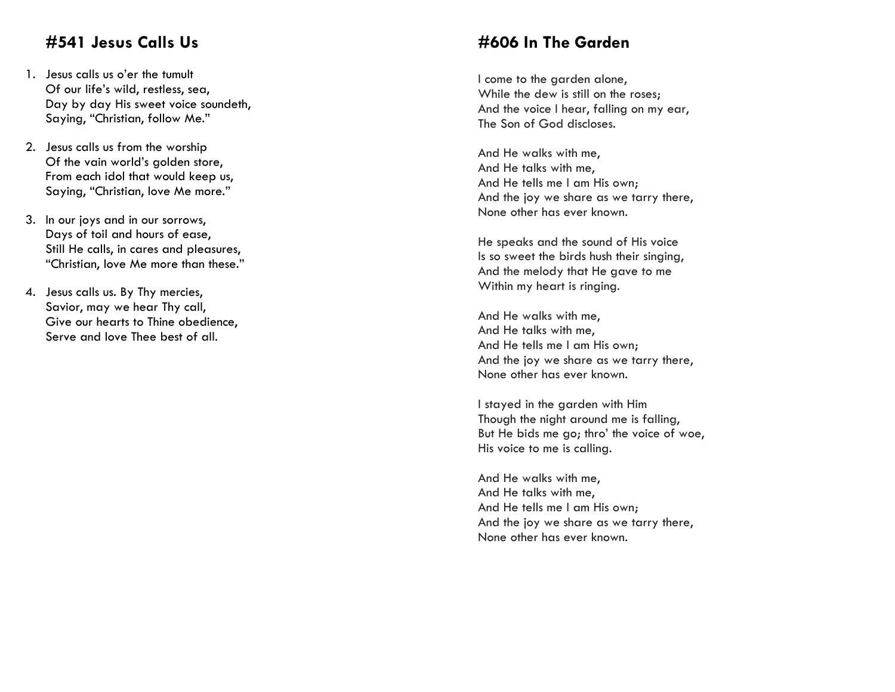## #541 Jesus Calls Us

1. Jesus calls us o'er the tumult  
   Of our life's wild, restless, sea,  
   Day by day His sweet voice soundeth,  
   Saying, "Christian, follow Me."

2. Jesus calls us from the worship  
   Of the vain world's golden store,  
   From each idol that would keep us,  
   Saying, "Christian, love Me more."

3. In our joys and in our sorrows,  
   Days of toil and hours of ease,  
   Still He calls, in cares and pleasures,  
   "Christian, love Me more than these."

4. Jesus calls us. By Thy mercies,  
   Savior, may we hear Thy call,  
   Give our hearts to Thine obedience,  
   Serve and love Thee best of all.

## #606 In The Garden

I come to the garden alone,  
While the dew is still on the roses;  
And the voice I hear, falling on my ear,  
The Son of God discloses.

And He walks with me,  
And He talks with me,  
And He tells me I am His own;  
And the joy we share as we tarry there,  
None other has ever known.

He speaks and the sound of His voice  
Is so sweet the birds hush their singing,  
And the melody that He gave to me  
Within my heart is ringing.

And He walks with me,  
And He talks with me,  
And He tells me I am His own;  
And the joy we share as we tarry there,  
None other has ever known.

I stayed in the garden with Him  
Though the night around me is falling,  
But He bids me go; thro' the voice of woe,  
His voice to me is calling.

And He walks with me,  
And He talks with me,  
And He tells me I am His own;  
And the joy we share as we tarry there,  
None other has ever known.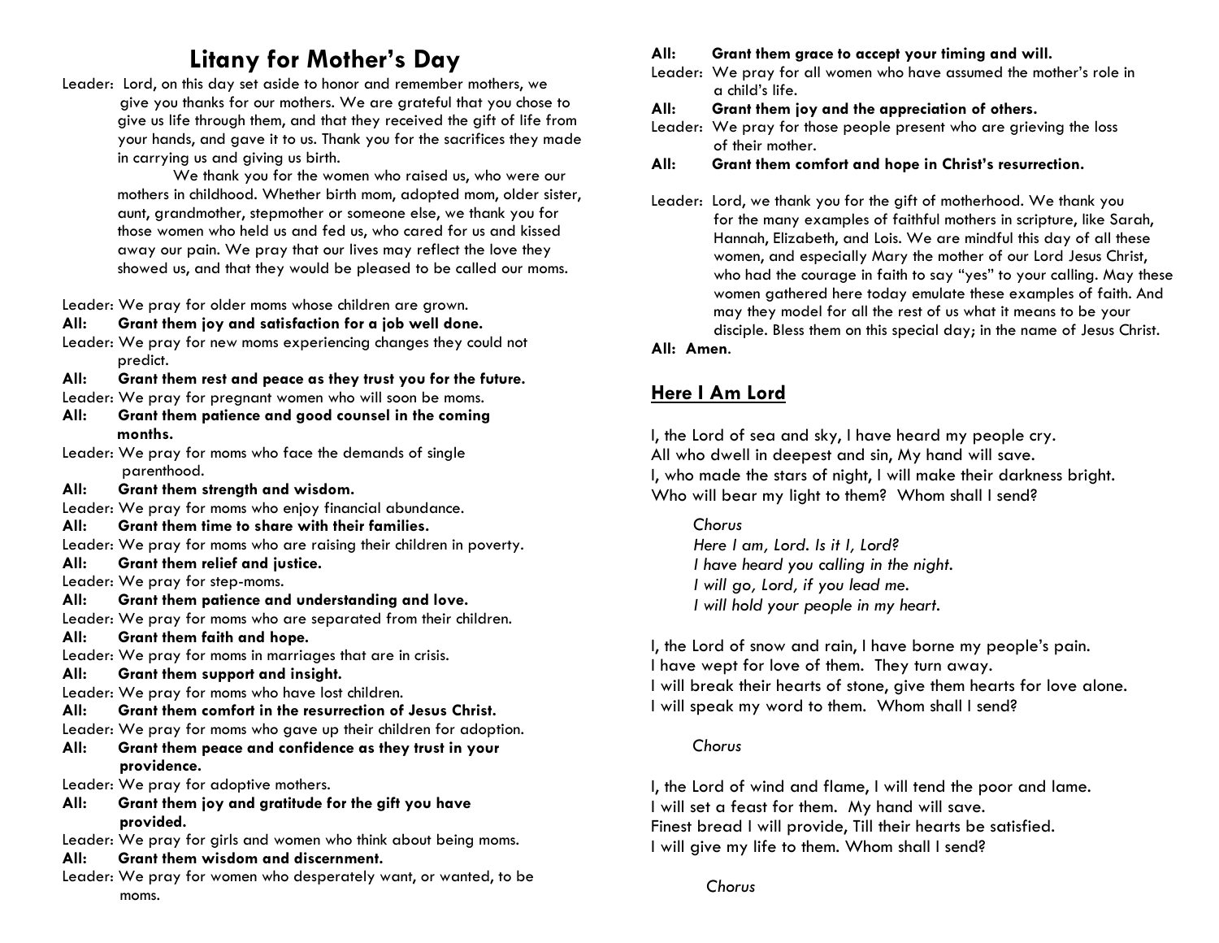# Litany for Mother's Day

Leader: Lord, on this day set aside to honor and remember mothers, we give you thanks for our mothers. We are grateful that you chose to give us life through them, and that they received the gift of life from your hands, and gave it to us. Thank you for the sacrifices they made in carrying us and giving us birth.

We thank you for the women who raised us, who were our mothers in childhood. Whether birth mom, adopted mom, older sister, aunt, grandmother, stepmother or someone else, we thank you for those women who held us and fed us, who cared for us and kissed away our pain. We pray that our lives may reflect the love they showed us, and that they would be pleased to be called our moms.

Leader: We pray for older moms whose children are grown.
**All: Grant them joy and satisfaction for a job well done.**
Leader: We pray for new moms experiencing changes they could not predict.
**All: Grant them rest and peace as they trust you for the future.**
Leader: We pray for pregnant women who will soon be moms.
**All: Grant them patience and good counsel in the coming months.**
Leader: We pray for moms who face the demands of single parenthood.
**All: Grant them strength and wisdom.**
Leader: We pray for moms who enjoy financial abundance.
**All: Grant them time to share with their families.**
Leader: We pray for moms who are raising their children in poverty.
**All: Grant them relief and justice.**
Leader: We pray for step-moms.
**All: Grant them patience and understanding and love.**
Leader: We pray for moms who are separated from their children.
**All: Grant them faith and hope.**
Leader: We pray for moms in marriages that are in crisis.
**All: Grant them support and insight.**
Leader: We pray for moms who have lost children.
**All: Grant them comfort in the resurrection of Jesus Christ.**
Leader: We pray for moms who gave up their children for adoption.
**All: Grant them peace and confidence as they trust in your providence.**
Leader: We pray for adoptive mothers.
**All: Grant them joy and gratitude for the gift you have provided.**
Leader: We pray for girls and women who think about being moms.
**All: Grant them wisdom and discernment.**
Leader: We pray for women who desperately want, or wanted, to be moms.
**All: Grant them grace to accept your timing and will.**
Leader: We pray for all women who have assumed the mother's role in a child's life.
**All: Grant them joy and the appreciation of others.**
Leader: We pray for those people present who are grieving the loss of their mother.
**All: Grant them comfort and hope in Christ's resurrection.**

Leader: Lord, we thank you for the gift of motherhood. We thank you for the many examples of faithful mothers in scripture, like Sarah, Hannah, Elizabeth, and Lois. We are mindful this day of all these women, and especially Mary the mother of our Lord Jesus Christ, who had the courage in faith to say "yes" to your calling. May these women gathered here today emulate these examples of faith. And may they model for all the rest of us what it means to be your disciple. Bless them on this special day; in the name of Jesus Christ.
**All: Amen**.

## Here I Am Lord

I, the Lord of sea and sky, I have heard my people cry.
All who dwell in deepest and sin, My hand will save.
I, who made the stars of night, I will make their darkness bright.
Who will bear my light to them? Whom shall I send?

*Chorus*
*Here I am, Lord. Is it I, Lord?*
*I have heard you calling in the night.*
*I will go, Lord, if you lead me.*
*I will hold your people in my heart.*

I, the Lord of snow and rain, I have borne my people's pain.
I have wept for love of them. They turn away.
I will break their hearts of stone, give them hearts for love alone.
I will speak my word to them. Whom shall I send?

*Chorus*

I, the Lord of wind and flame, I will tend the poor and lame.
I will set a feast for them. My hand will save.
Finest bread I will provide, Till their hearts be satisfied.
I will give my life to them. Whom shall I send?

*Chorus*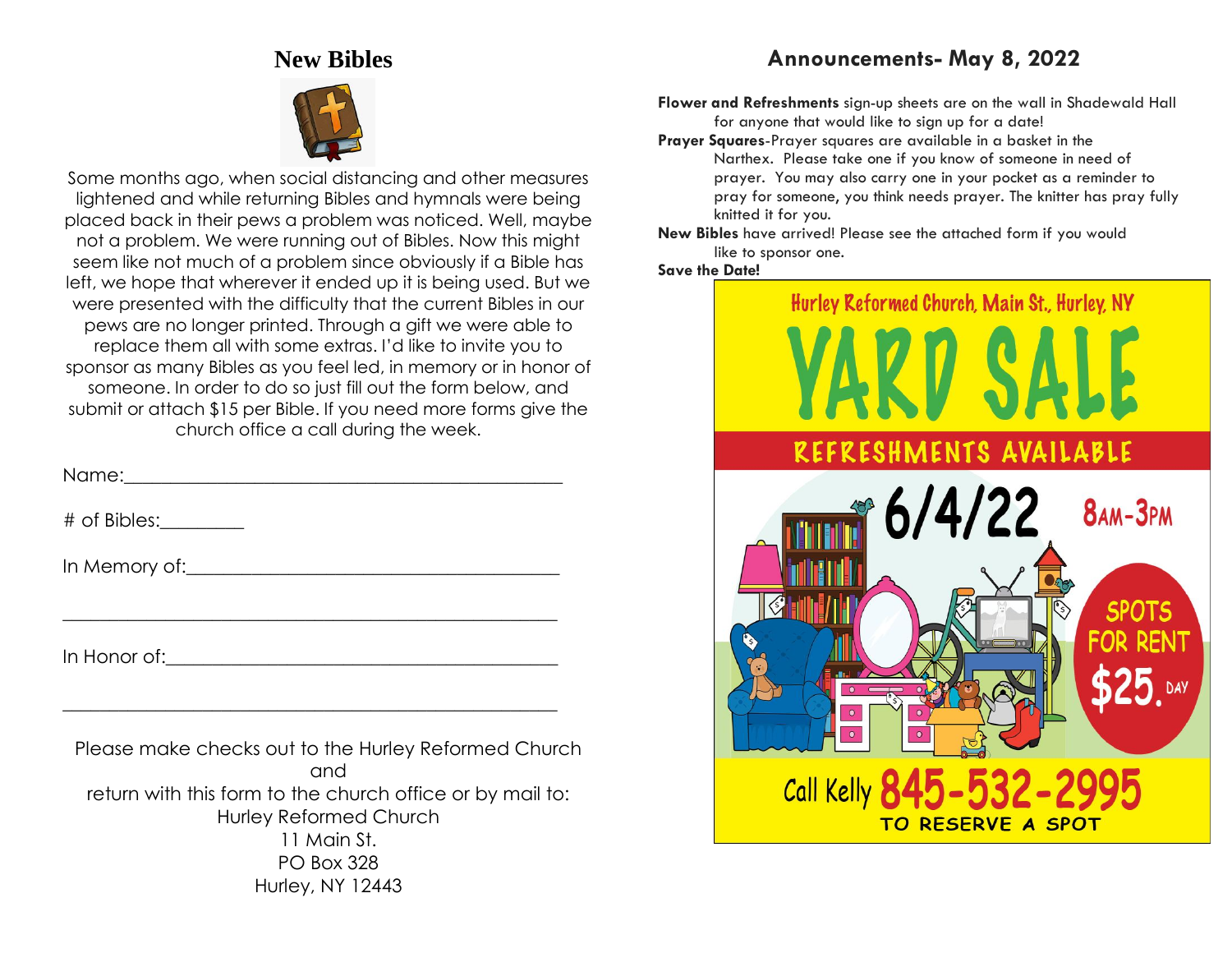## New Bibles

Some months ago, when social distancing and other measures lightened and while returning Bibles and hymnals were being placed back in their pews a problem was noticed. Well, maybe not a problem. We were running out of Bibles. Now this might seem like not much of a problem since obviously if a Bible has left, we hope that wherever it ended up it is being used. But we were presented with the difficulty that the current Bibles in our pews are no longer printed. Through a gift we were able to replace them all with some extras. I'd like to invite you to sponsor as many Bibles as you feel led, in memory or in honor of someone. In order to do so just fill out the form below, and submit or attach $15 per Bible. If you need more forms give the church office a call during the week.

Name:____________________________________________

# of Bibles:_________

In Memory of:______________________________________

___________________________________________________

In Honor of:________________________________________

___________________________________________________

Please make checks out to the Hurley Reformed Church and return with this form to the church office or by mail to:
Hurley Reformed Church
11 Main St.
PO Box 328
Hurley, NY 12443

## Announcements- May 8, 2022

**Flower and Refreshments** sign-up sheets are on the wall in Shadewald Hall for anyone that would like to sign up for a date!

**Prayer Squares**-Prayer squares are available in a basket in the Narthex. Please take one if you know of someone in need of prayer. You may also carry one in your pocket as a reminder to pray for someone, you think needs prayer. The knitter has pray fully knitted it for you.

**New Bibles** have arrived! Please see the attached form if you would like to sponsor one.

**Save the Date!**

Hurley Reformed Church, Main St., Hurley, NY

YARD SALE

REFRESHMENTS AVAILABLE

6/4/22

8AM-3PM

SPOTS FOR RENT $25. DAY

Call Kelly 845-532-2995 TO RESERVE A SPOT